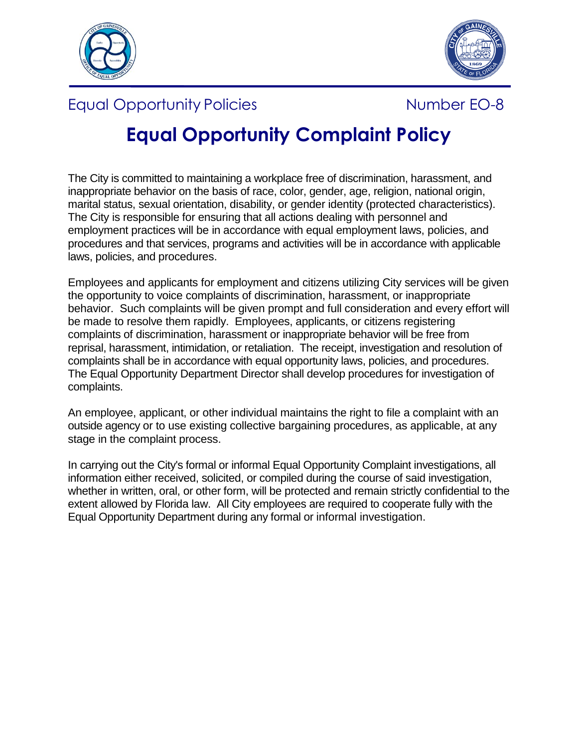Equal Opportunity Policies Number EO-8

# Equal Opportunity Complaint Policy

The City is committed to maintaining a workplace free of discrimination, harassment, and inappropriate behavior on the basis of race, color, gender, age, religion, national origin, marital status, sexual orientation, disability, or gender identity (protected characteristics). The City is responsible for ensuring that all actions dealing with personnel and employment practices will be in accordance with equal employment laws, policies, and procedures and that services, programs and activities will be in accordance with applicable laws, policies, and procedures.

Employees and applicants for employment and citizens utilizing City services will be given the opportunity to voice complaints of discrimination, harassment, or inappropriate behavior. Such complaints will be given prompt and full consideration and every effort will be made to resolve them rapidly. Employees, applicants, or citizens registering complaints of discrimination, harassment or inappropriate behavior will be free from reprisal, harassment, intimidation, or retaliation. The receipt, investigation and resolution of complaints shall be in accordance with equal opportunity laws, policies, and procedures. The Equal Opportunity Department Director shall develop procedures for investigation of complaints.

An employee, applicant, or other individual maintains the right to file a complaint with an outside agency or to use existing collective bargaining procedures, as applicable, at any stage in the complaint process.

In carrying out the City's formal or informal Equal Opportunity Complaint investigations, all information either received, solicited, or compiled during the course of said investigation, whether in written, oral, or other form, will be protected and remain strictly confidential to the extent allowed by Florida law. All City employees are required to cooperate fully with the Equal Opportunity Department during any formal or informal investigation.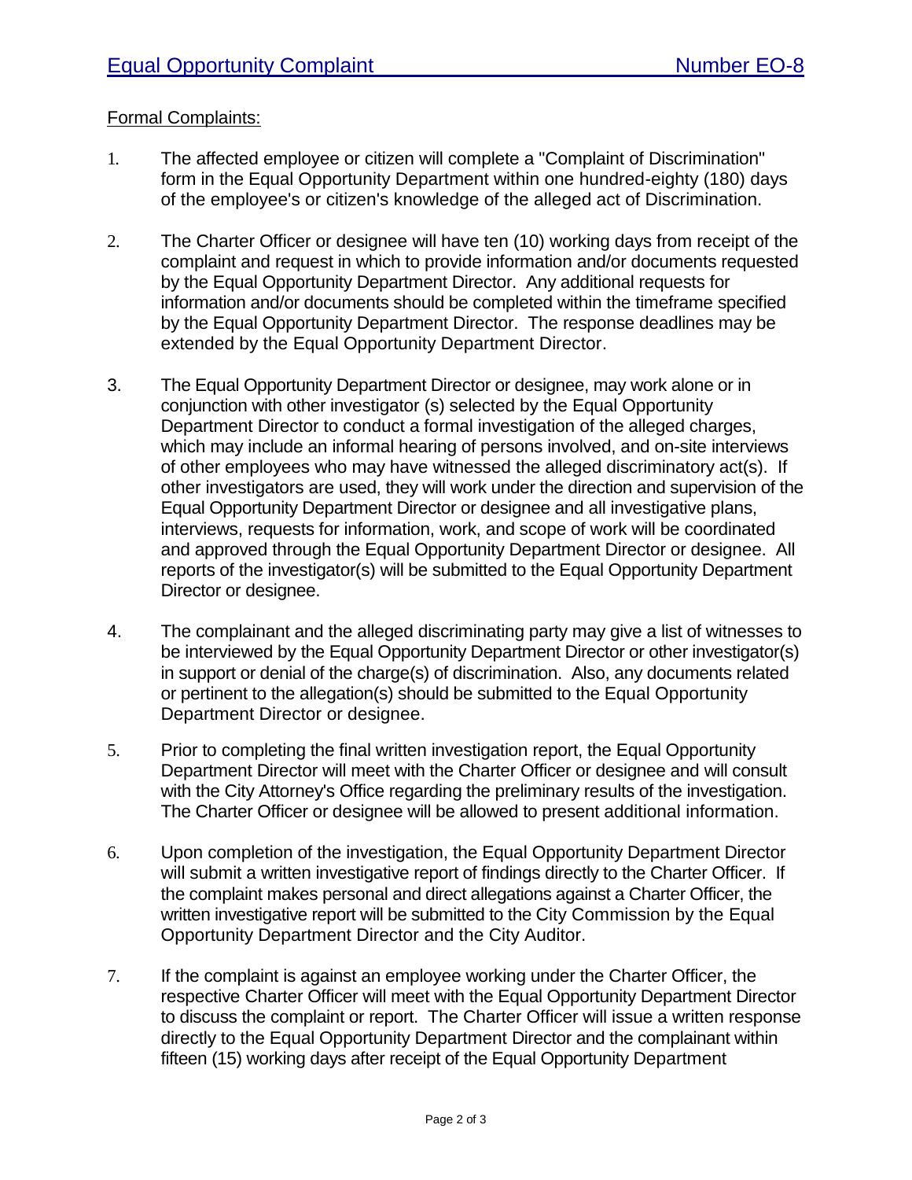Formal Complaints:

1. The affected employee or citizen will complete a "Complaint of Discrimination" form in the Equal Opportunity Department within one hundred-eighty (180) days of the employee's or citizen's knowledge of the alleged act of Discrimination.

2. The Charter Officer or designee will have ten (10) working days from receipt of the complaint and request in which to provide information and/or documents requested by the Equal Opportunity Department Director. Any additional requests for information and/or documents should be completed within the timeframe specified by the Equal Opportunity Department Director. The response deadlines may be extended by the Equal Opportunity Department Director.

3. The Equal Opportunity Department Director or designee, may work alone or in conjunction with other investigator (s) selected by the Equal Opportunity Department Director to conduct a formal investigation of the alleged charges, which may include an informal hearing of persons involved, and on-site interviews of other employees who may have witnessed the alleged discriminatory act(s). If other investigators are used, they will work under the direction and supervision of the Equal Opportunity Department Director or designee and all investigative plans, interviews, requests for information, work, and scope of work will be coordinated and approved through the Equal Opportunity Department Director or designee. All reports of the investigator(s) will be submitted to the Equal Opportunity Department Director or designee.

4. The complainant and the alleged discriminating party may give a list of witnesses to be interviewed by the Equal Opportunity Department Director or other investigator(s) in support or denial of the charge(s) of discrimination. Also, any documents related or pertinent to the allegation(s) should be submitted to the Equal Opportunity Department Director or designee.

5. Prior to completing the final written investigation report, the Equal Opportunity Department Director will meet with the Charter Officer or designee and will consult with the City Attorney's Office regarding the preliminary results of the investigation. The Charter Officer or designee will be allowed to present additional information.

6. Upon completion of the investigation, the Equal Opportunity Department Director will submit a written investigative report of findings directly to the Charter Officer. If the complaint makes personal and direct allegations against a Charter Officer, the written investigative report will be submitted to the City Commission by the Equal Opportunity Department Director and the City Auditor.

7. If the complaint is against an employee working under the Charter Officer, the respective Charter Officer will meet with the Equal Opportunity Department Director to discuss the complaint or report. The Charter Officer will issue a written response directly to the Equal Opportunity Department Director and the complainant within fifteen (15) working days after receipt of the Equal Opportunity Department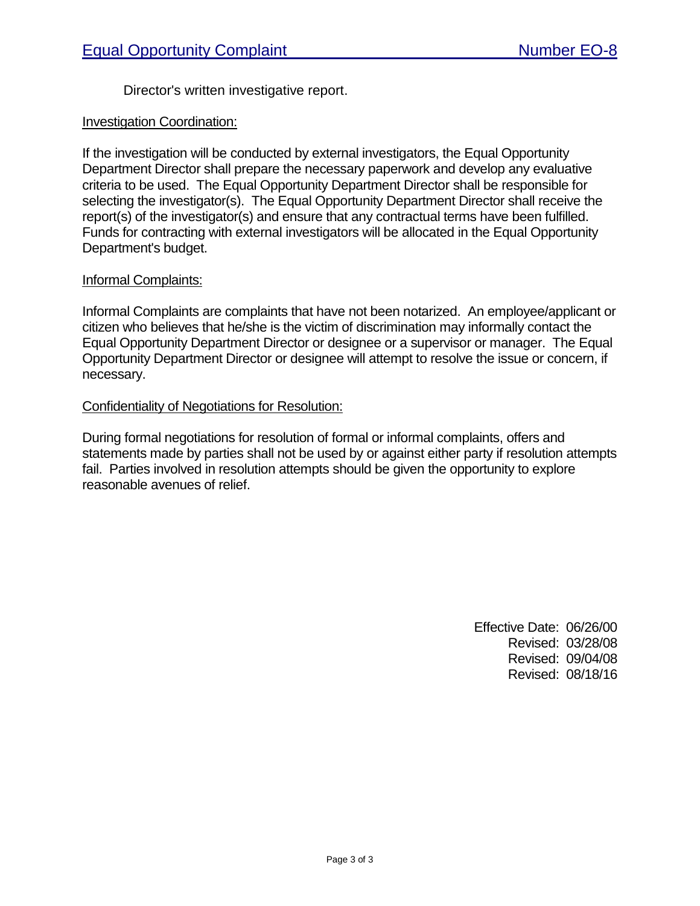Director's written investigative report.

Investigation Coordination:

If the investigation will be conducted by external investigators, the Equal Opportunity Department Director shall prepare the necessary paperwork and develop any evaluative criteria to be used. The Equal Opportunity Department Director shall be responsible for selecting the investigator(s). The Equal Opportunity Department Director shall receive the report(s) of the investigator(s) and ensure that any contractual terms have been fulfilled. Funds for contracting with external investigators will be allocated in the Equal Opportunity Department's budget.

Informal Complaints:

Informal Complaints are complaints that have not been notarized. An employee/applicant or citizen who believes that he/she is the victim of discrimination may informally contact the Equal Opportunity Department Director or designee or a supervisor or manager. The Equal Opportunity Department Director or designee will attempt to resolve the issue or concern, if necessary.

Confidentiality of Negotiations for Resolution:

During formal negotiations for resolution of formal or informal complaints, offers and statements made by parties shall not be used by or against either party if resolution attempts fail. Parties involved in resolution attempts should be given the opportunity to explore reasonable avenues of relief.

Effective Date: 06/26/00
Revised: 03/28/08
Revised: 09/04/08
Revised: 08/18/16